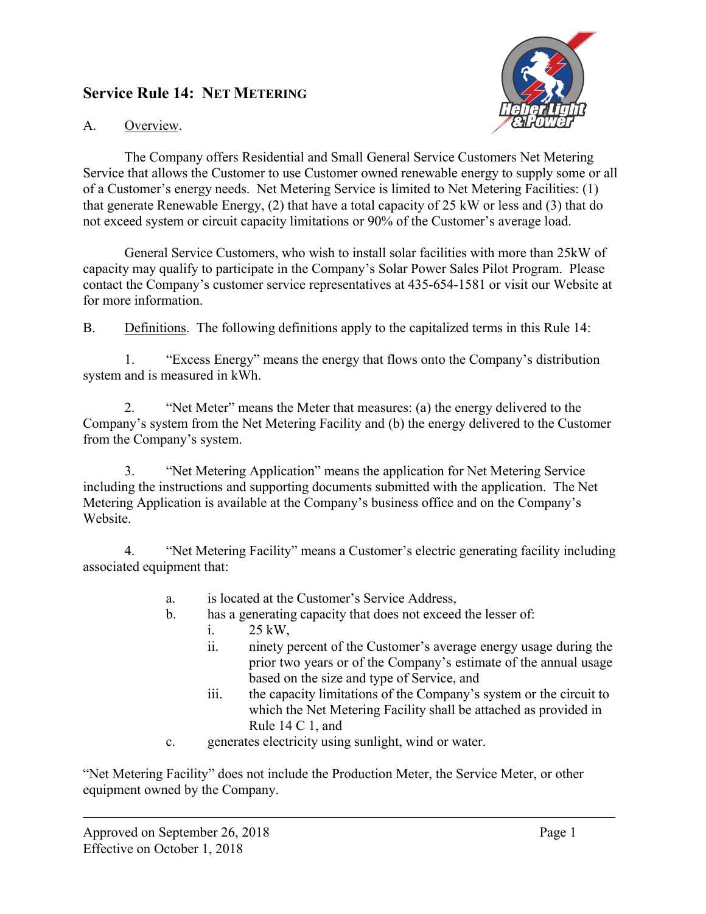# Service Rule 14: NET METERING

A. Overview.

The Company offers Residential and Small General Service Customers Net Metering Service that allows the Customer to use Customer owned renewable energy to supply some or all of a Customer's energy needs. Net Metering Service is limited to Net Metering Facilities: (1) that generate Renewable Energy, (2) that have a total capacity of 25 kW or less and (3) that do not exceed system or circuit capacity limitations or 90% of the Customer's average load.

General Service Customers, who wish to install solar facilities with more than 25kW of capacity may qualify to participate in the Company's Solar Power Sales Pilot Program. Please contact the Company's customer service representatives at 435-654-1581 or visit our Website at for more information.

B. Definitions. The following definitions apply to the capitalized terms in this Rule 14:

1. "Excess Energy" means the energy that flows onto the Company's distribution system and is measured in kWh.

2. "Net Meter" means the Meter that measures: (a) the energy delivered to the Company's system from the Net Metering Facility and (b) the energy delivered to the Customer from the Company's system.

3. "Net Metering Application" means the application for Net Metering Service including the instructions and supporting documents submitted with the application. The Net Metering Application is available at the Company's business office and on the Company's Website.

4. "Net Metering Facility" means a Customer's electric generating facility including associated equipment that:

   a. is located at the Customer's Service Address,
   b. has a generating capacity that does not exceed the lesser of:
      i. 25 kW,
      ii. ninety percent of the Customer's average energy usage during the prior two years or of the Company's estimate of the annual usage based on the size and type of Service, and
      iii. the capacity limitations of the Company's system or the circuit to which the Net Metering Facility shall be attached as provided in Rule 14 C 1, and
   c. generates electricity using sunlight, wind or water.

"Net Metering Facility" does not include the Production Meter, the Service Meter, or other equipment owned by the Company.

Approved on September 26, 2018
Effective on October 1, 2018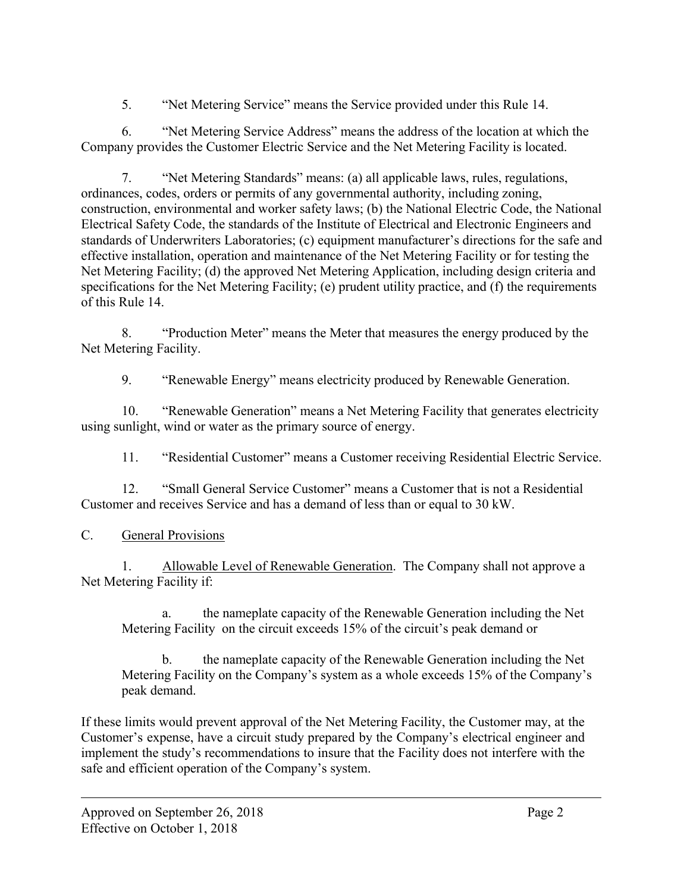5. "Net Metering Service" means the Service provided under this Rule 14.

6. "Net Metering Service Address" means the address of the location at which the Company provides the Customer Electric Service and the Net Metering Facility is located.

7. "Net Metering Standards" means: (a) all applicable laws, rules, regulations, ordinances, codes, orders or permits of any governmental authority, including zoning, construction, environmental and worker safety laws; (b) the National Electric Code, the National Electrical Safety Code, the standards of the Institute of Electrical and Electronic Engineers and standards of Underwriters Laboratories; (c) equipment manufacturer's directions for the safe and effective installation, operation and maintenance of the Net Metering Facility or for testing the Net Metering Facility; (d) the approved Net Metering Application, including design criteria and specifications for the Net Metering Facility; (e) prudent utility practice, and (f) the requirements of this Rule 14.

8. "Production Meter" means the Meter that measures the energy produced by the Net Metering Facility.

9. "Renewable Energy" means electricity produced by Renewable Generation.

10. "Renewable Generation" means a Net Metering Facility that generates electricity using sunlight, wind or water as the primary source of energy.

11. "Residential Customer" means a Customer receiving Residential Electric Service.

12. "Small General Service Customer" means a Customer that is not a Residential Customer and receives Service and has a demand of less than or equal to 30 kW.

C. General Provisions

1. Allowable Level of Renewable Generation. The Company shall not approve a Net Metering Facility if:

   a. the nameplate capacity of the Renewable Generation including the Net Metering Facility on the circuit exceeds 15% of the circuit's peak demand or

   b. the nameplate capacity of the Renewable Generation including the Net Metering Facility on the Company's system as a whole exceeds 15% of the Company's peak demand.

If these limits would prevent approval of the Net Metering Facility, the Customer may, at the Customer's expense, have a circuit study prepared by the Company's electrical engineer and implement the study's recommendations to insure that the Facility does not interfere with the safe and efficient operation of the Company's system.

Approved on September 26, 2018
Effective on October 1, 2018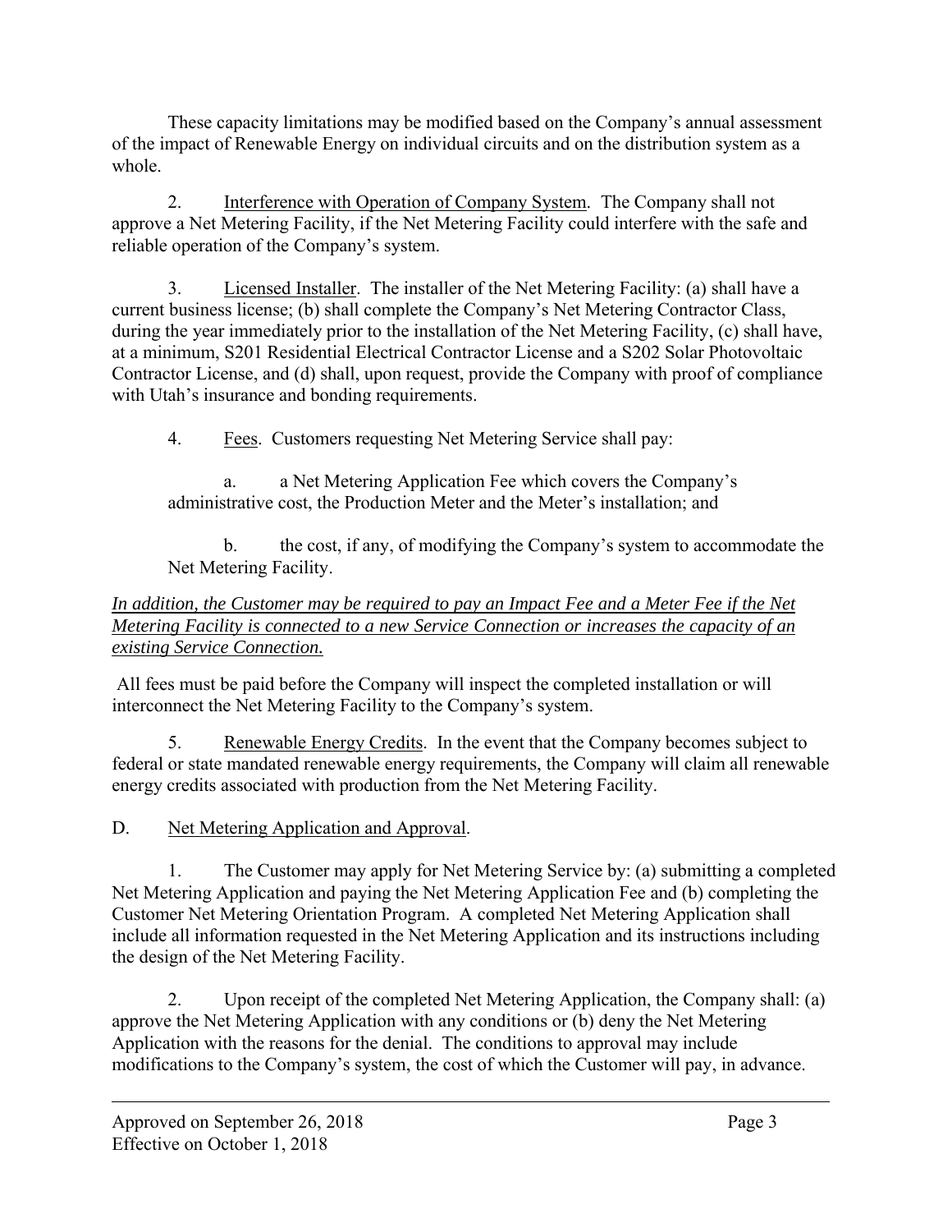These capacity limitations may be modified based on the Company's annual assessment of the impact of Renewable Energy on individual circuits and on the distribution system as a whole.

2. Interference with Operation of Company System. The Company shall not approve a Net Metering Facility, if the Net Metering Facility could interfere with the safe and reliable operation of the Company's system.

3. Licensed Installer. The installer of the Net Metering Facility: (a) shall have a current business license; (b) shall complete the Company's Net Metering Contractor Class, during the year immediately prior to the installation of the Net Metering Facility, (c) shall have, at a minimum, S201 Residential Electrical Contractor License and a S202 Solar Photovoltaic Contractor License, and (d) shall, upon request, provide the Company with proof of compliance with Utah's insurance and bonding requirements.

4. Fees. Customers requesting Net Metering Service shall pay:

a. a Net Metering Application Fee which covers the Company's administrative cost, the Production Meter and the Meter's installation; and

b. the cost, if any, of modifying the Company's system to accommodate the Net Metering Facility.

*In addition, the Customer may be required to pay an Impact Fee and a Meter Fee if the Net Metering Facility is connected to a new Service Connection or increases the capacity of an existing Service Connection.*

All fees must be paid before the Company will inspect the completed installation or will interconnect the Net Metering Facility to the Company's system.

5. Renewable Energy Credits. In the event that the Company becomes subject to federal or state mandated renewable energy requirements, the Company will claim all renewable energy credits associated with production from the Net Metering Facility.

D. Net Metering Application and Approval.

1. The Customer may apply for Net Metering Service by: (a) submitting a completed Net Metering Application and paying the Net Metering Application Fee and (b) completing the Customer Net Metering Orientation Program. A completed Net Metering Application shall include all information requested in the Net Metering Application and its instructions including the design of the Net Metering Facility.

2. Upon receipt of the completed Net Metering Application, the Company shall: (a) approve the Net Metering Application with any conditions or (b) deny the Net Metering Application with the reasons for the denial. The conditions to approval may include modifications to the Company's system, the cost of which the Customer will pay, in advance.

Approved on September 26, 2018
Effective on October 1, 2018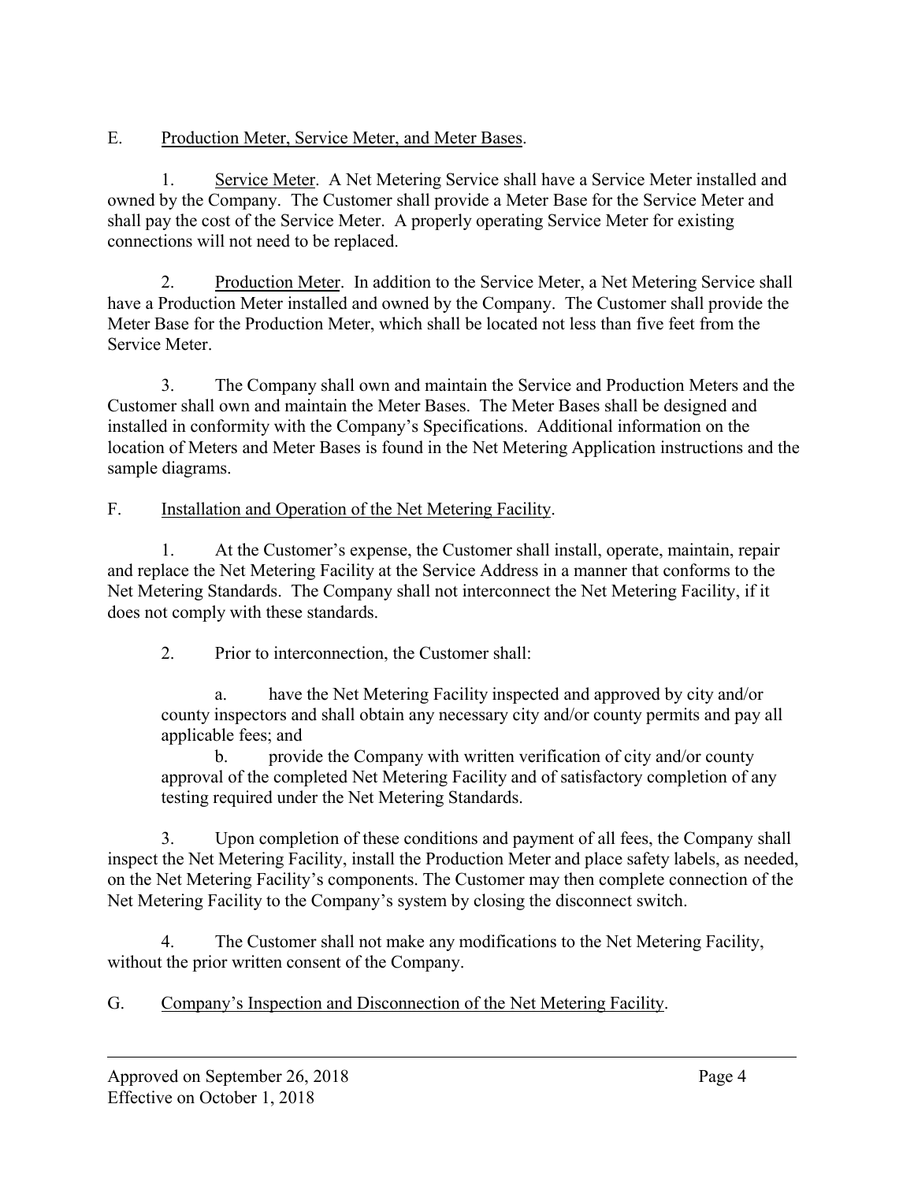E. Production Meter, Service Meter, and Meter Bases.

1. Service Meter. A Net Metering Service shall have a Service Meter installed and owned by the Company. The Customer shall provide a Meter Base for the Service Meter and shall pay the cost of the Service Meter. A properly operating Service Meter for existing connections will not need to be replaced.

2. Production Meter. In addition to the Service Meter, a Net Metering Service shall have a Production Meter installed and owned by the Company. The Customer shall provide the Meter Base for the Production Meter, which shall be located not less than five feet from the Service Meter.

3. The Company shall own and maintain the Service and Production Meters and the Customer shall own and maintain the Meter Bases. The Meter Bases shall be designed and installed in conformity with the Company's Specifications. Additional information on the location of Meters and Meter Bases is found in the Net Metering Application instructions and the sample diagrams.

F. Installation and Operation of the Net Metering Facility.

1. At the Customer's expense, the Customer shall install, operate, maintain, repair and replace the Net Metering Facility at the Service Address in a manner that conforms to the Net Metering Standards. The Company shall not interconnect the Net Metering Facility, if it does not comply with these standards.

2. Prior to interconnection, the Customer shall:

a. have the Net Metering Facility inspected and approved by city and/or county inspectors and shall obtain any necessary city and/or county permits and pay all applicable fees; and

b. provide the Company with written verification of city and/or county approval of the completed Net Metering Facility and of satisfactory completion of any testing required under the Net Metering Standards.

3. Upon completion of these conditions and payment of all fees, the Company shall inspect the Net Metering Facility, install the Production Meter and place safety labels, as needed, on the Net Metering Facility's components. The Customer may then complete connection of the Net Metering Facility to the Company's system by closing the disconnect switch.

4. The Customer shall not make any modifications to the Net Metering Facility, without the prior written consent of the Company.

G. Company's Inspection and Disconnection of the Net Metering Facility.

Approved on September 26, 2018
Effective on October 1, 2018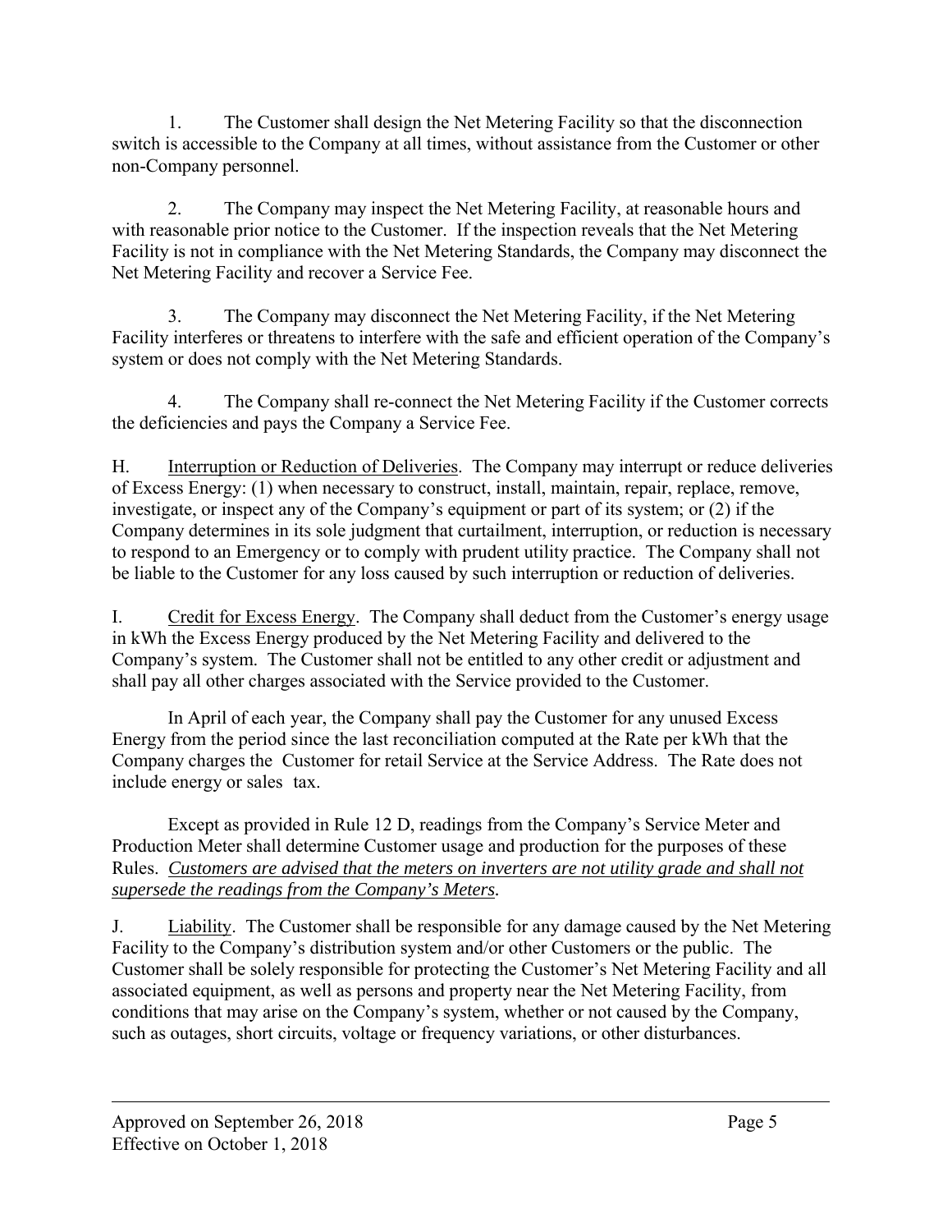1. The Customer shall design the Net Metering Facility so that the disconnection switch is accessible to the Company at all times, without assistance from the Customer or other non-Company personnel.

2. The Company may inspect the Net Metering Facility, at reasonable hours and with reasonable prior notice to the Customer. If the inspection reveals that the Net Metering Facility is not in compliance with the Net Metering Standards, the Company may disconnect the Net Metering Facility and recover a Service Fee.

3. The Company may disconnect the Net Metering Facility, if the Net Metering Facility interferes or threatens to interfere with the safe and efficient operation of the Company's system or does not comply with the Net Metering Standards.

4. The Company shall re-connect the Net Metering Facility if the Customer corrects the deficiencies and pays the Company a Service Fee.

H. <u>Interruption or Reduction of Deliveries</u>. The Company may interrupt or reduce deliveries of Excess Energy: (1) when necessary to construct, install, maintain, repair, replace, remove, investigate, or inspect any of the Company's equipment or part of its system; or (2) if the Company determines in its sole judgment that curtailment, interruption, or reduction is necessary to respond to an Emergency or to comply with prudent utility practice. The Company shall not be liable to the Customer for any loss caused by such interruption or reduction of deliveries.

I. <u>Credit for Excess Energy</u>. The Company shall deduct from the Customer's energy usage in kWh the Excess Energy produced by the Net Metering Facility and delivered to the Company's system. The Customer shall not be entitled to any other credit or adjustment and shall pay all other charges associated with the Service provided to the Customer.

In April of each year, the Company shall pay the Customer for any unused Excess Energy from the period since the last reconciliation computed at the Rate per kWh that the Company charges the Customer for retail Service at the Service Address. The Rate does not include energy or sales tax.

Except as provided in Rule 12 D, readings from the Company's Service Meter and Production Meter shall determine Customer usage and production for the purposes of these Rules. *<u>Customers are advised that the meters on inverters are not utility grade and shall not supersede the readings from the Company's Meters</u>.*

J. <u>Liability</u>. The Customer shall be responsible for any damage caused by the Net Metering Facility to the Company's distribution system and/or other Customers or the public. The Customer shall be solely responsible for protecting the Customer's Net Metering Facility and all associated equipment, as well as persons and property near the Net Metering Facility, from conditions that may arise on the Company's system, whether or not caused by the Company, such as outages, short circuits, voltage or frequency variations, or other disturbances.

Approved on September 26, 2018
Effective on October 1, 2018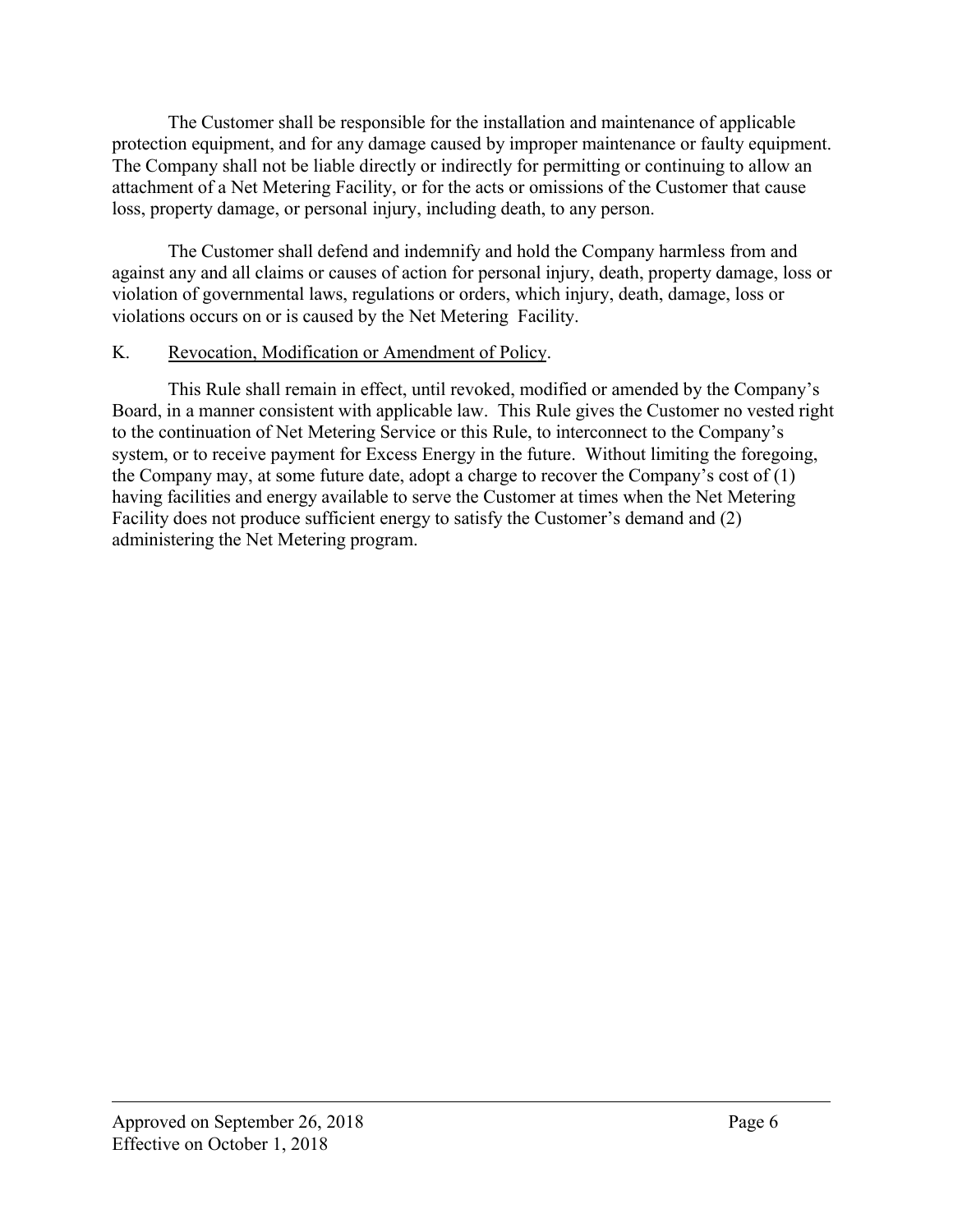The Customer shall be responsible for the installation and maintenance of applicable protection equipment, and for any damage caused by improper maintenance or faulty equipment. The Company shall not be liable directly or indirectly for permitting or continuing to allow an attachment of a Net Metering Facility, or for the acts or omissions of the Customer that cause loss, property damage, or personal injury, including death, to any person.

The Customer shall defend and indemnify and hold the Company harmless from and against any and all claims or causes of action for personal injury, death, property damage, loss or violation of governmental laws, regulations or orders, which injury, death, damage, loss or violations occurs on or is caused by the Net Metering Facility.

K. Revocation, Modification or Amendment of Policy.

This Rule shall remain in effect, until revoked, modified or amended by the Company's Board, in a manner consistent with applicable law. This Rule gives the Customer no vested right to the continuation of Net Metering Service or this Rule, to interconnect to the Company's system, or to receive payment for Excess Energy in the future. Without limiting the foregoing, the Company may, at some future date, adopt a charge to recover the Company's cost of (1) having facilities and energy available to serve the Customer at times when the Net Metering Facility does not produce sufficient energy to satisfy the Customer's demand and (2) administering the Net Metering program.

Approved on September 26, 2018
Effective on October 1, 2018